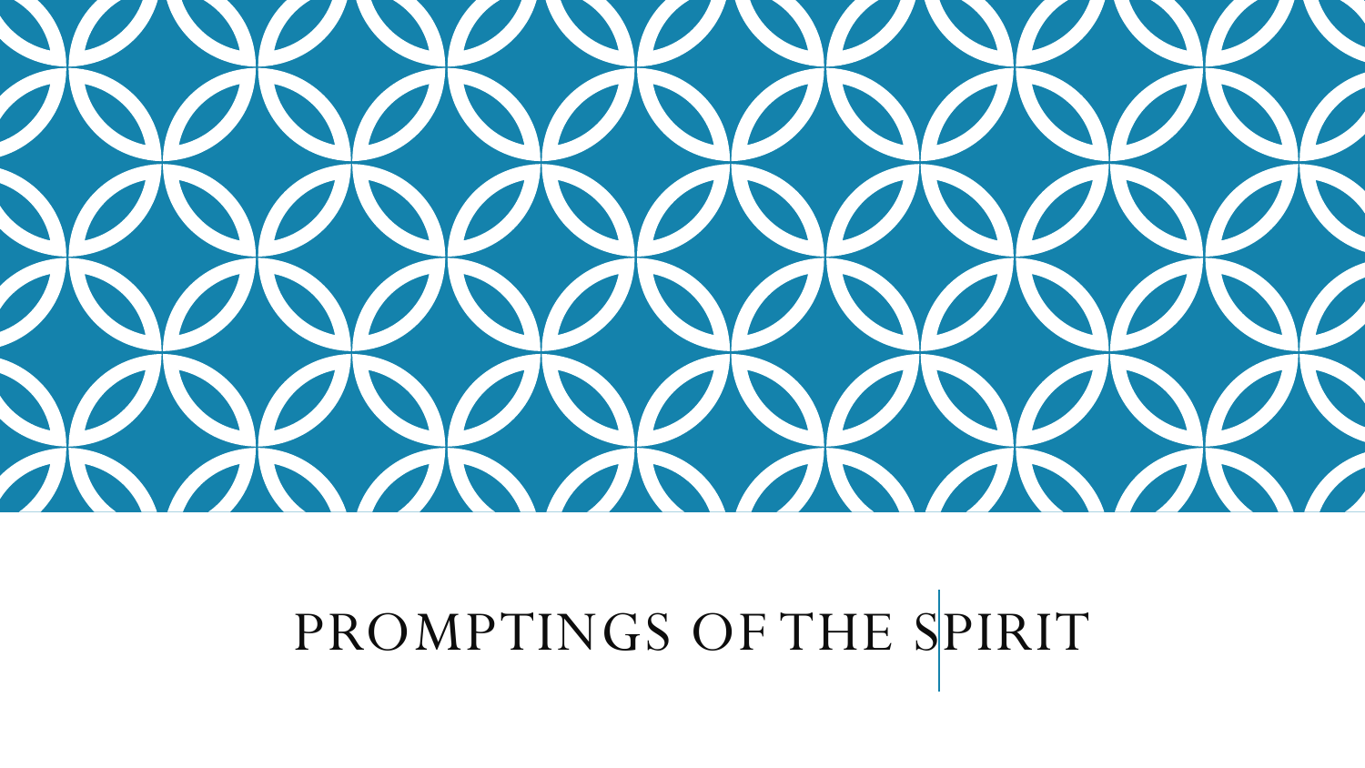# PROMPTINGS OF THE SPIRIT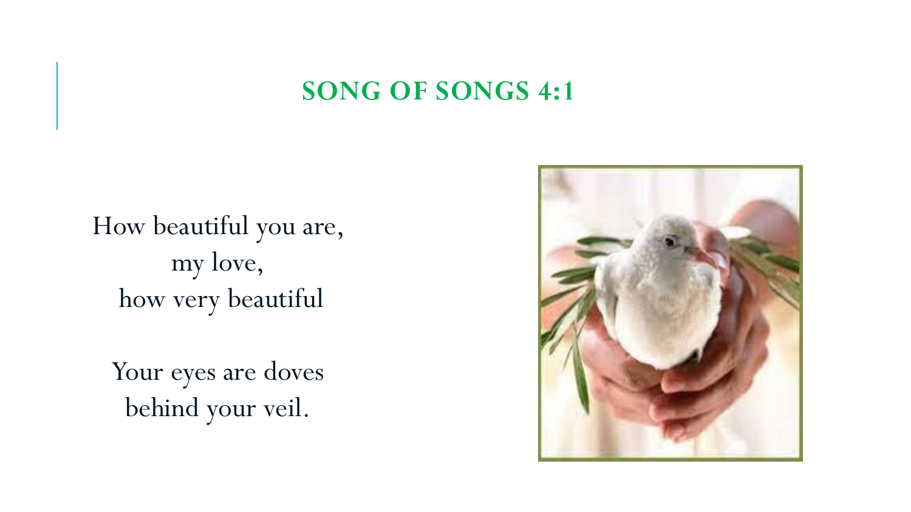## SONG OF SONGS 4:1

How beautiful you are,
my love,
how very beautiful

Your eyes are doves
behind your veil.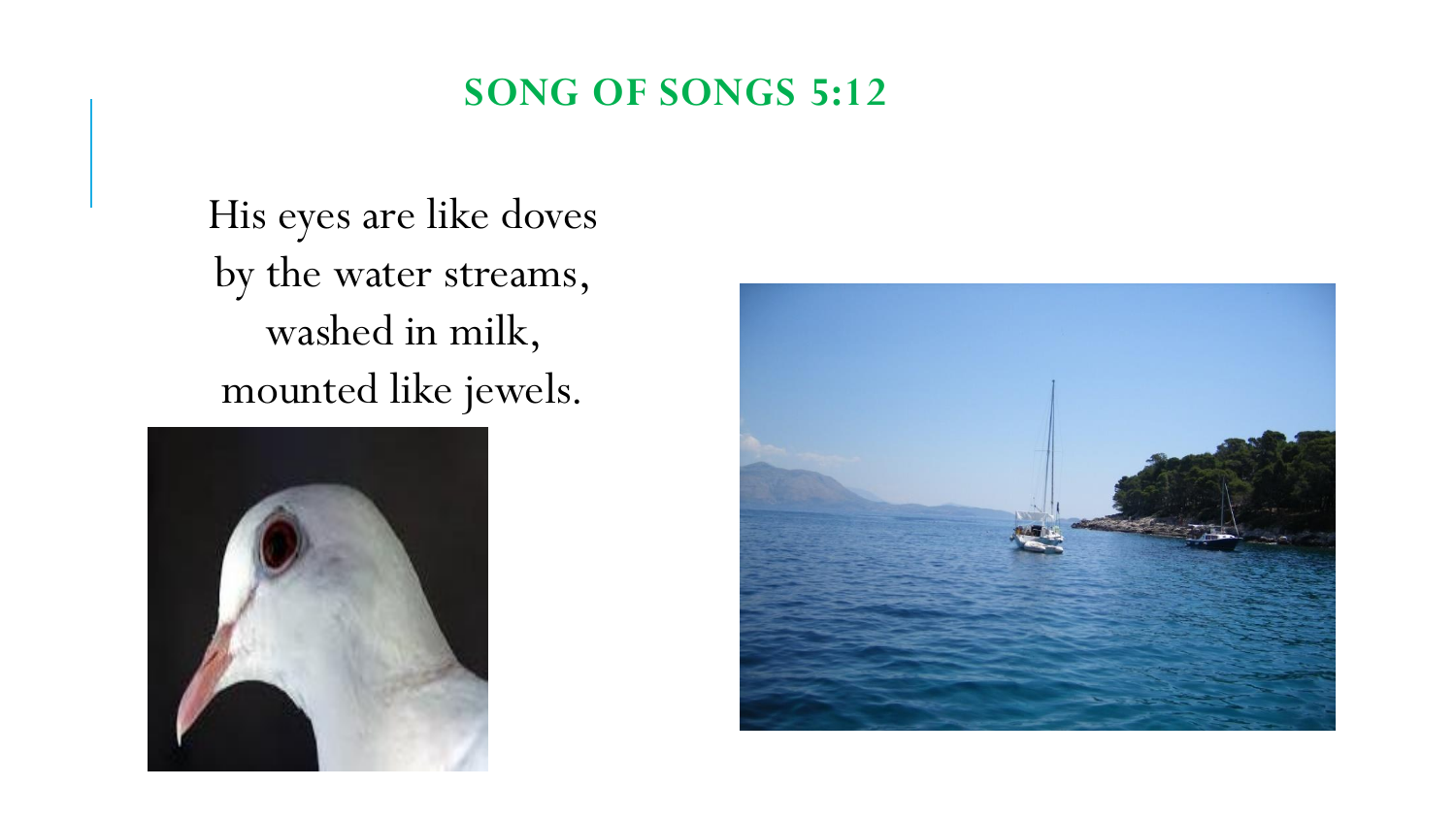## SONG OF SONGS 5:12

His eyes are like doves
by the water streams,
washed in milk,
mounted like jewels.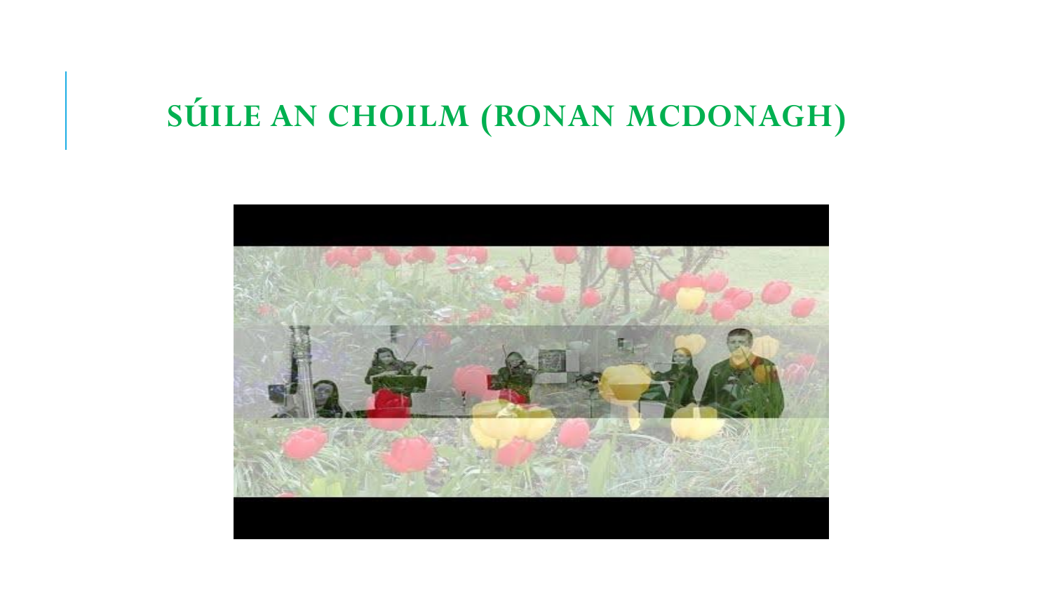# SÚILE AN CHOILM (RONAN MCDONAGH)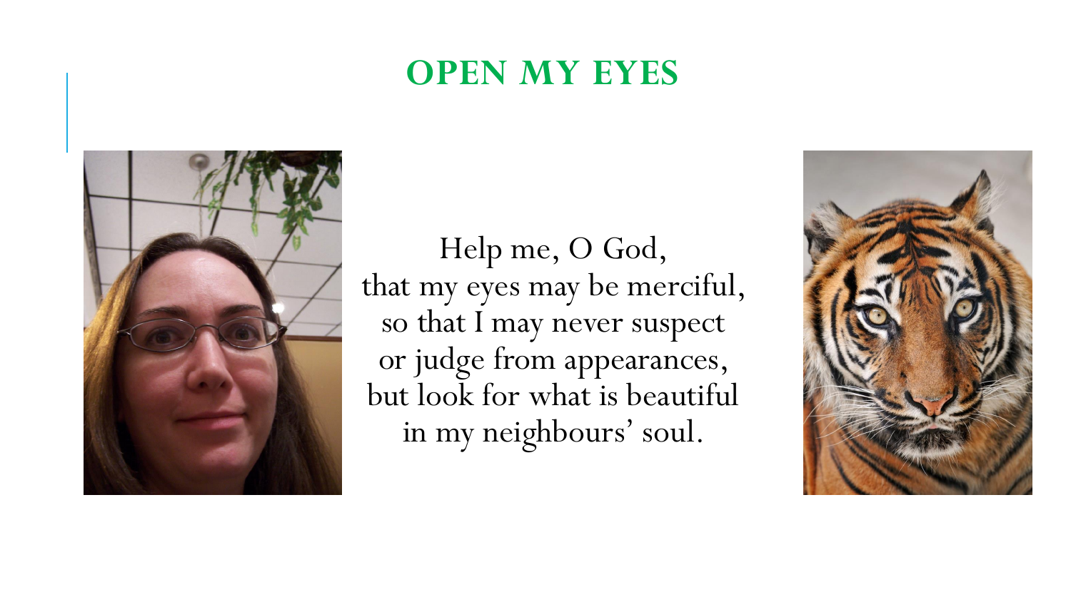## OPEN MY EYES

Help me, O God,
that my eyes may be merciful,
so that I may never suspect
or judge from appearances,
but look for what is beautiful
in my neighbours' soul.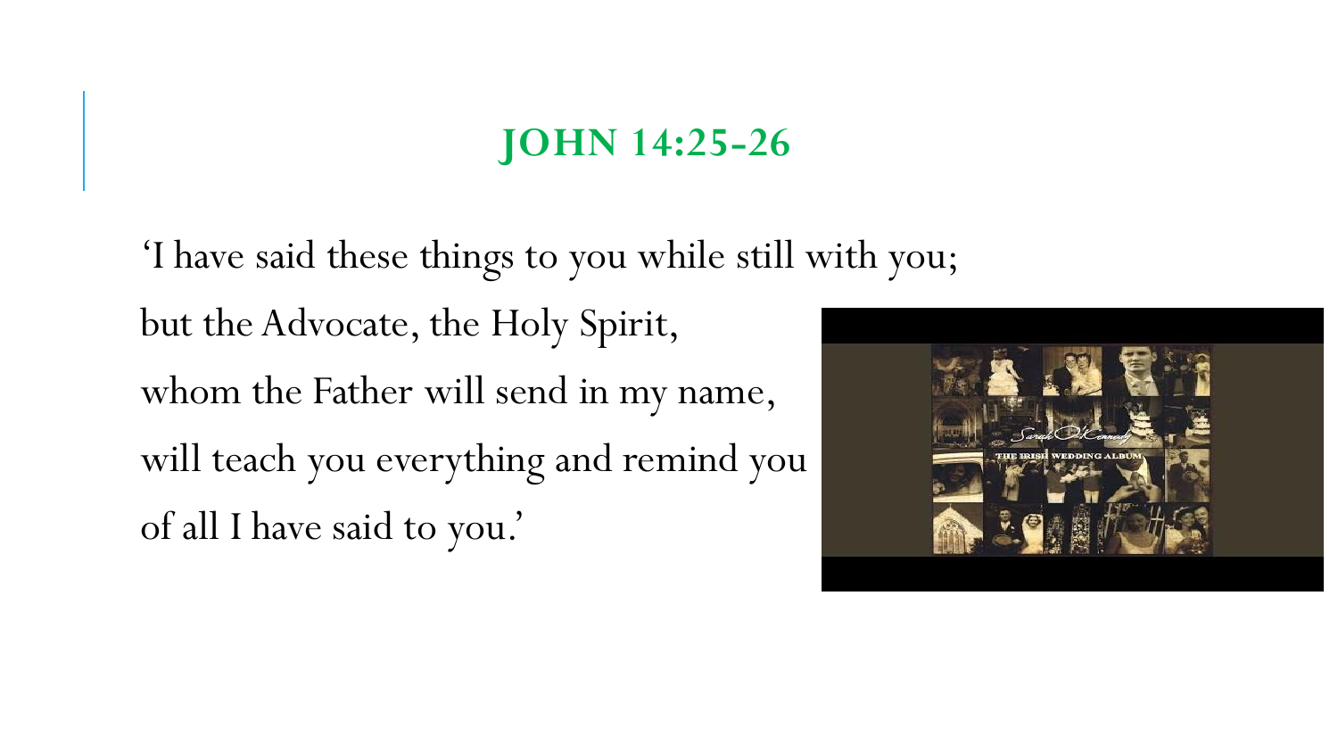# JOHN 14:25-26

‘I have said these things to you while still with you;

but the Advocate, the Holy Spirit,

whom the Father will send in my name,

will teach you everything and remind you

of all I have said to you.’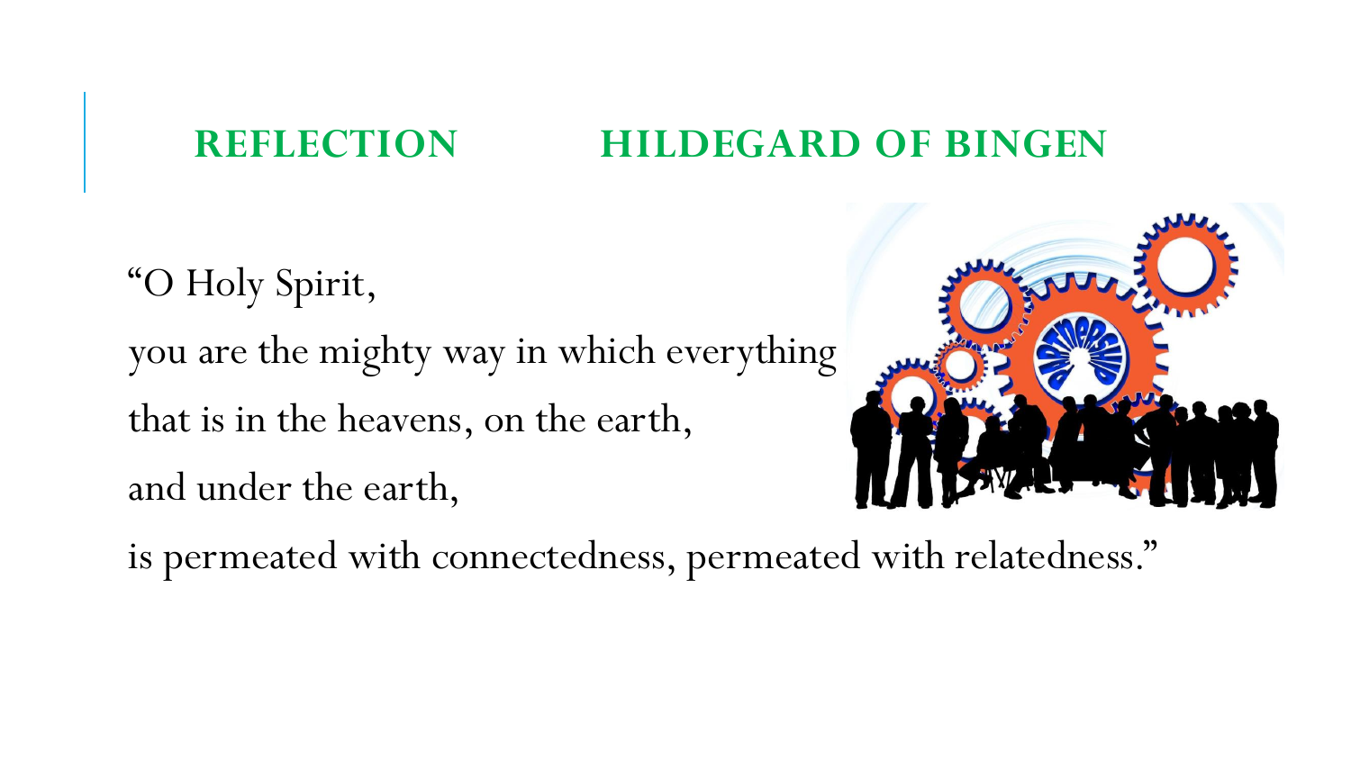## REFLECTION HILDEGARD OF BINGEN

"O Holy Spirit,

you are the mighty way in which everything

that is in the heavens, on the earth,

and under the earth,

is permeated with connectedness, permeated with relatedness."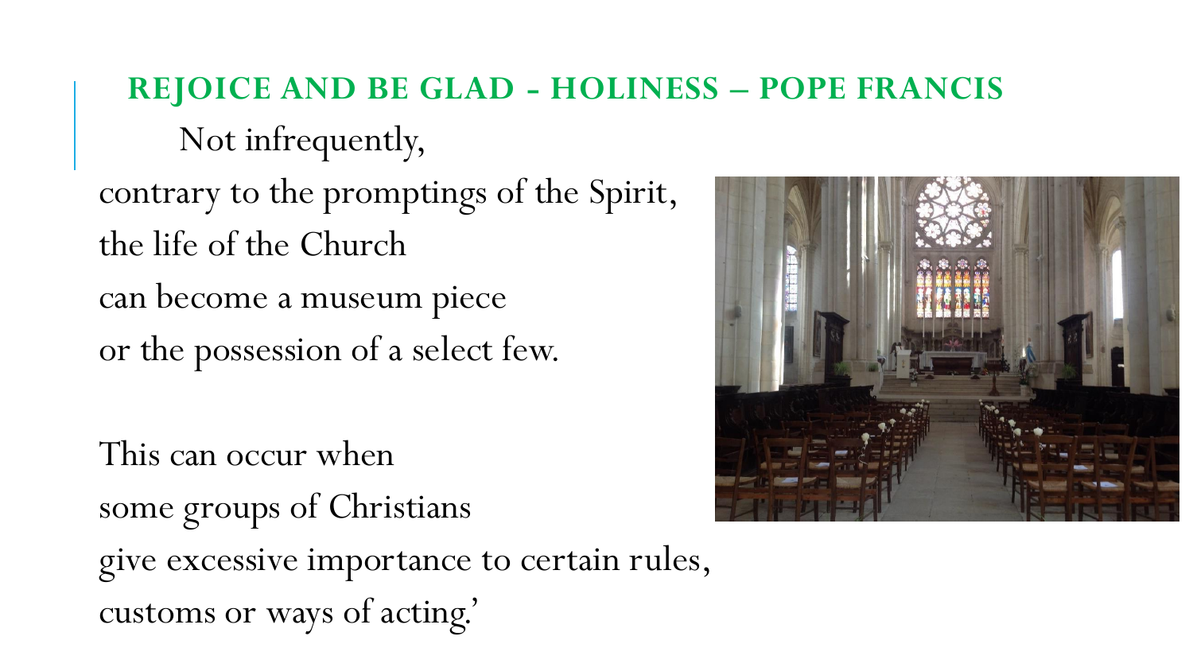## REJOICE AND BE GLAD - HOLINESS – POPE FRANCIS

Not infrequently,
contrary to the promptings of the Spirit,
the life of the Church
can become a museum piece
or the possession of a select few.

This can occur when
some groups of Christians
give excessive importance to certain rules,
customs or ways of acting.'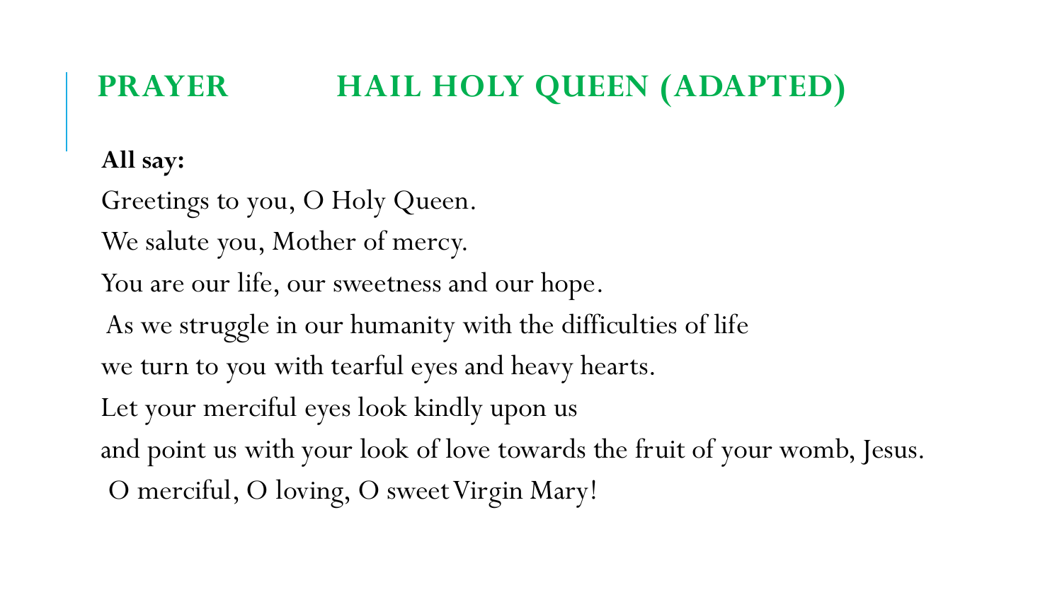## PRAYER HAIL HOLY QUEEN (ADAPTED)

**All say:**

Greetings to you, O Holy Queen.
We salute you, Mother of mercy.
You are our life, our sweetness and our hope.
As we struggle in our humanity with the difficulties of life
we turn to you with tearful eyes and heavy hearts.
Let your merciful eyes look kindly upon us
and point us with your look of love towards the fruit of your womb, Jesus.
O merciful, O loving, O sweet Virgin Mary!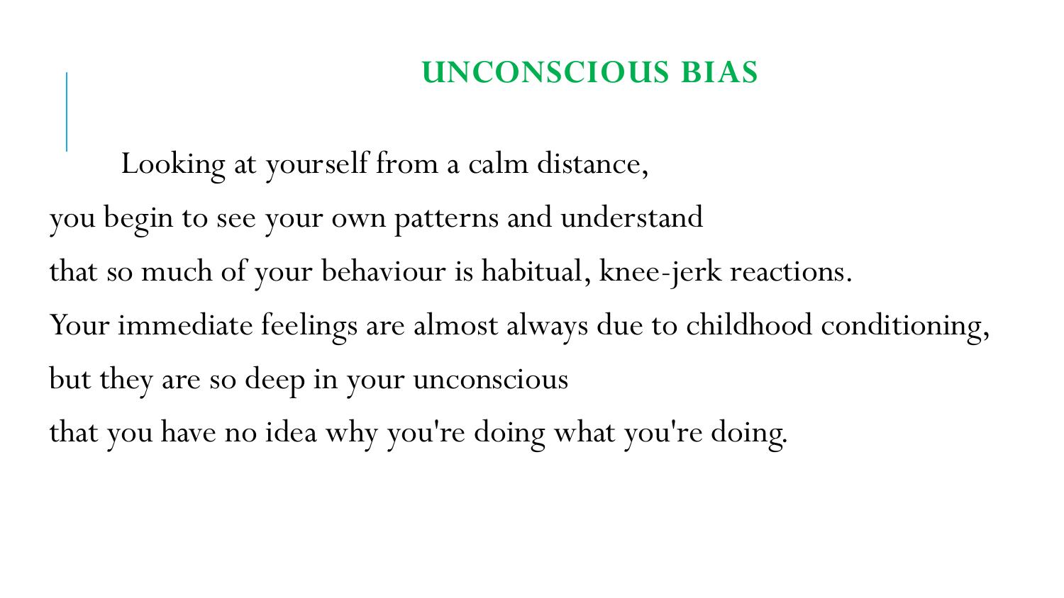# UNCONSCIOUS BIAS

Looking at yourself from a calm distance,
you begin to see your own patterns and understand
that so much of your behaviour is habitual, knee-jerk reactions.
Your immediate feelings are almost always due to childhood conditioning,
but they are so deep in your unconscious
that you have no idea why you're doing what you're doing.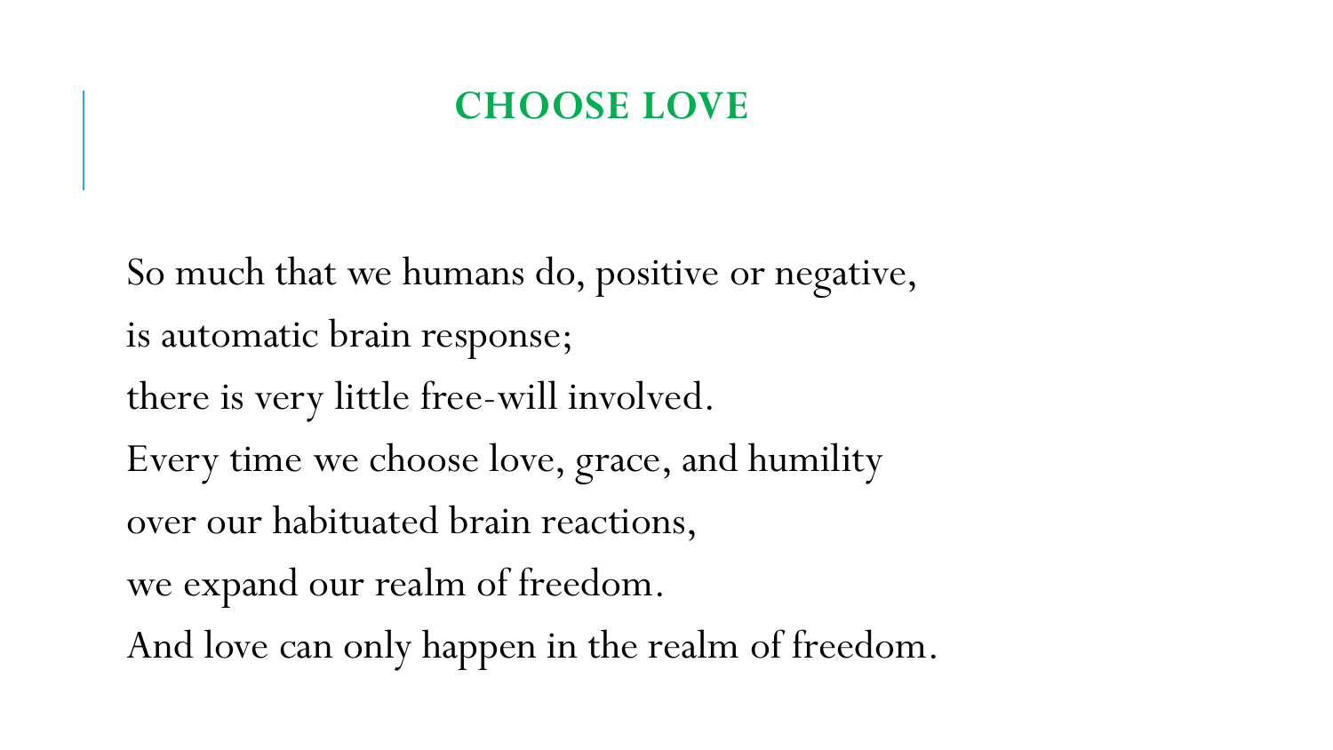# CHOOSE LOVE

So much that we humans do, positive or negative,
is automatic brain response;
there is very little free-will involved.
Every time we choose love, grace, and humility
over our habituated brain reactions,
we expand our realm of freedom.
And love can only happen in the realm of freedom.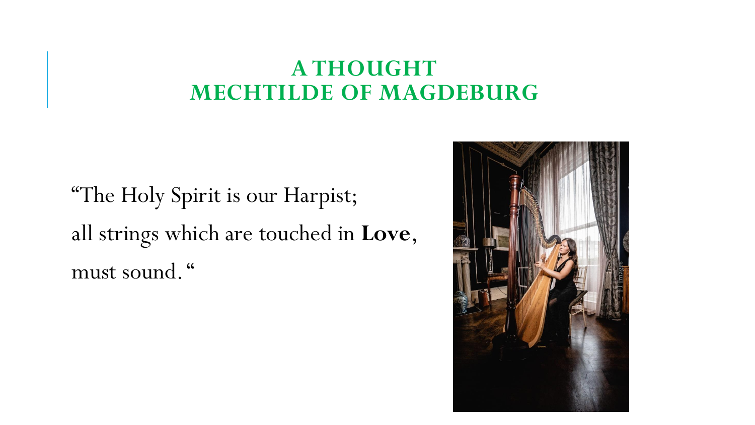# A THOUGHT
# MECHTILDE OF MAGDEBURG

"The Holy Spirit is our Harpist;

all strings which are touched in **Love**,

must sound. "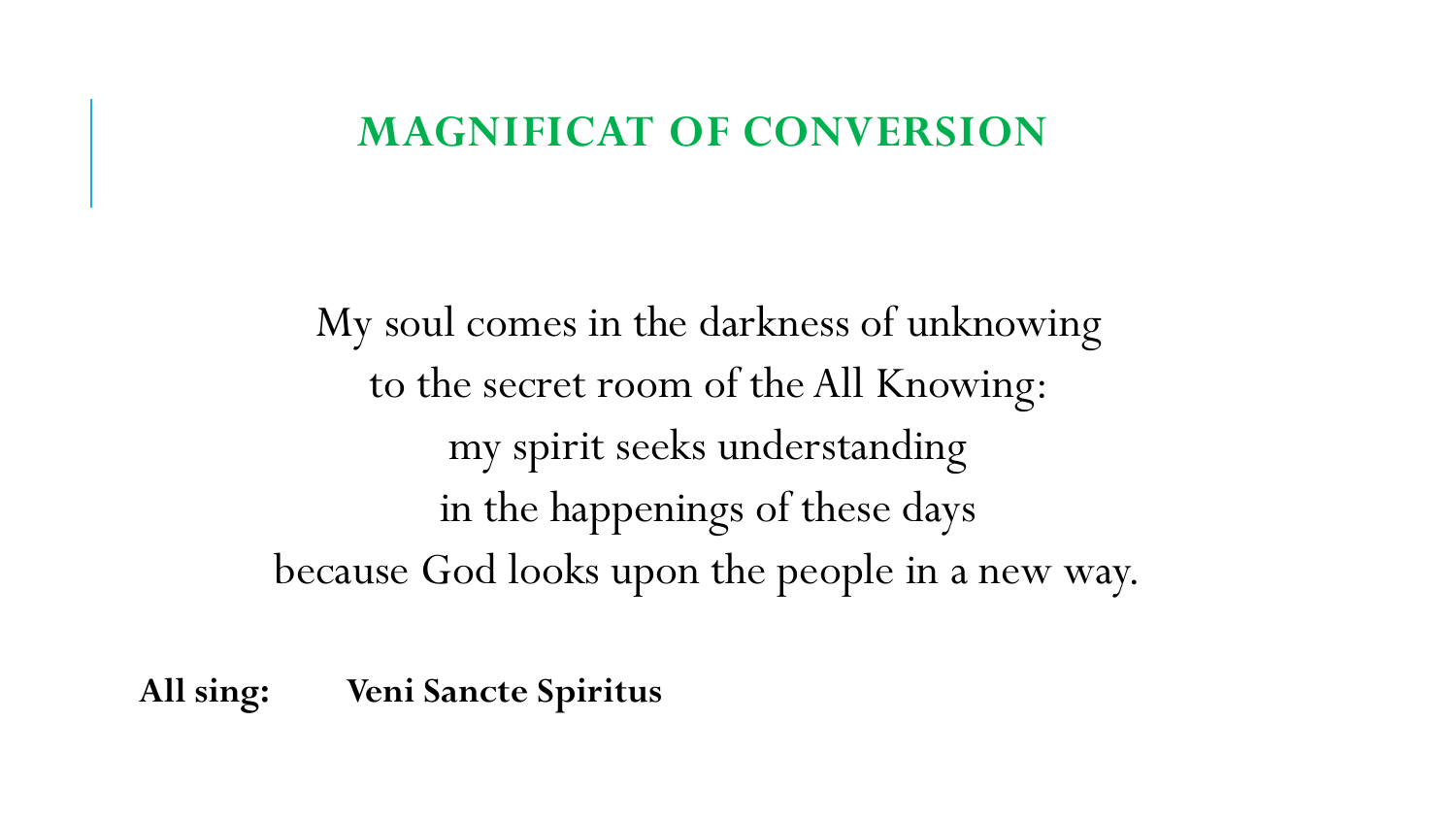## MAGNIFICAT OF CONVERSION

My soul comes in the darkness of unknowing
to the secret room of the All Knowing:
my spirit seeks understanding
in the happenings of these days
because God looks upon the people in a new way.

**All sing:** **Veni Sancte Spiritus**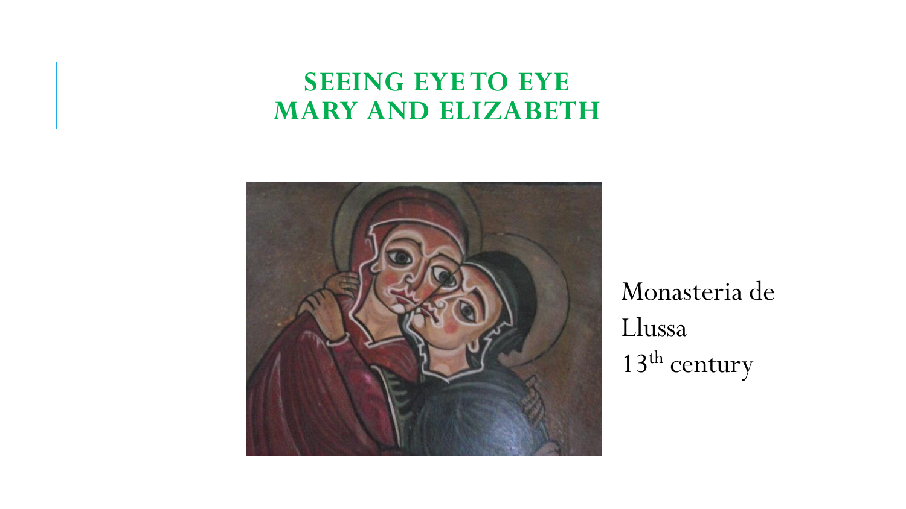# SEEING EYE TO EYE
# MARY AND ELIZABETH

Monasteria de Llussa
13th century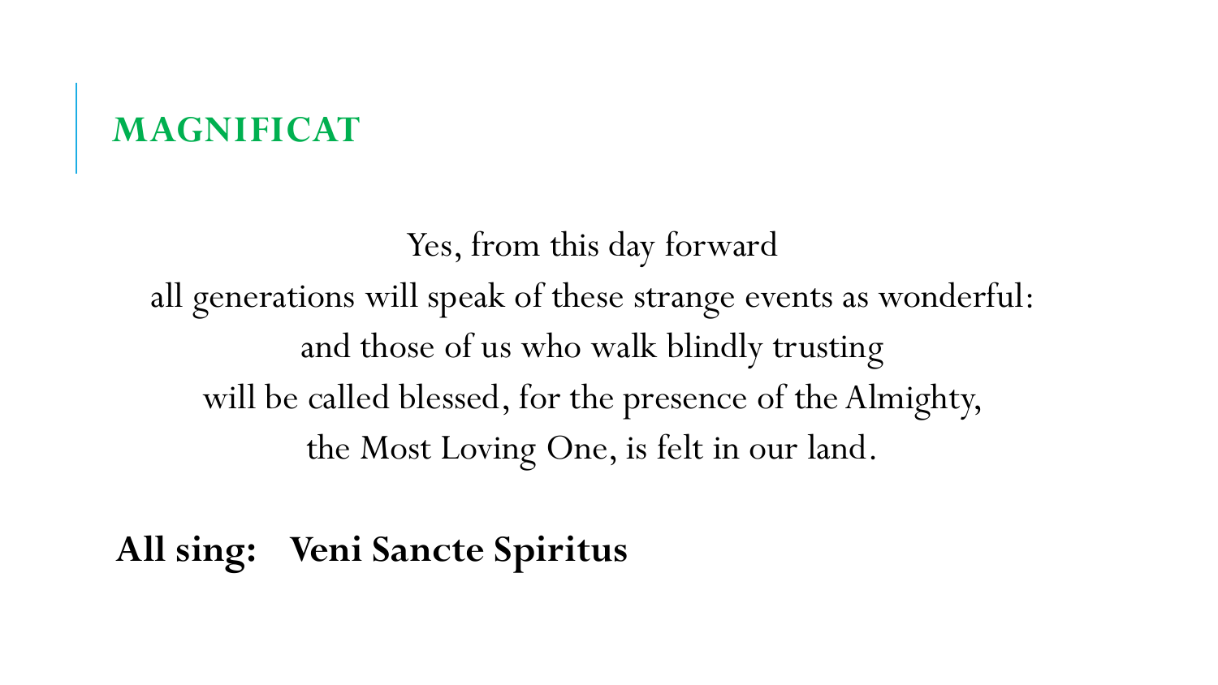## MAGNIFICAT

Yes, from this day forward
all generations will speak of these strange events as wonderful:
and those of us who walk blindly trusting
will be called blessed, for the presence of the Almighty,
the Most Loving One, is felt in our land.

**All sing: Veni Sancte Spiritus**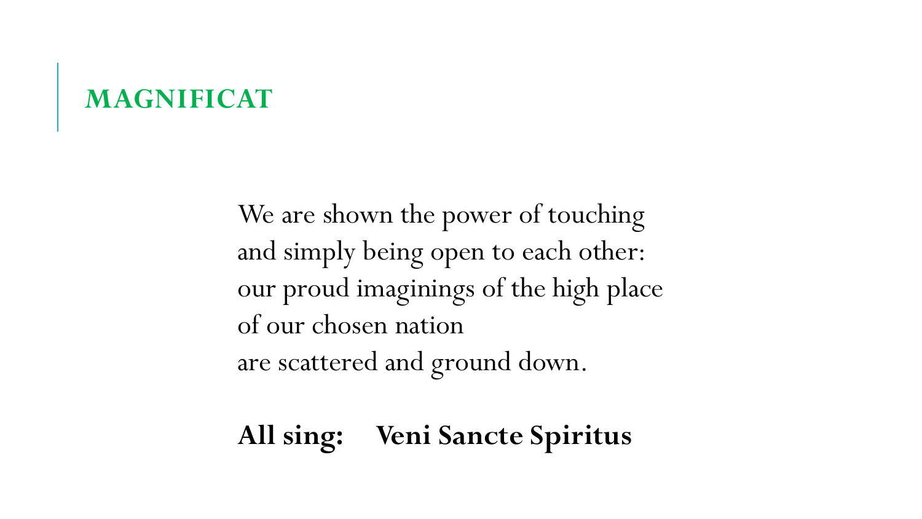## MAGNIFICAT

We are shown the power of touching
and simply being open to each other:
our proud imaginings of the high place
of our chosen nation
are scattered and ground down.

**All sing: Veni Sancte Spiritus**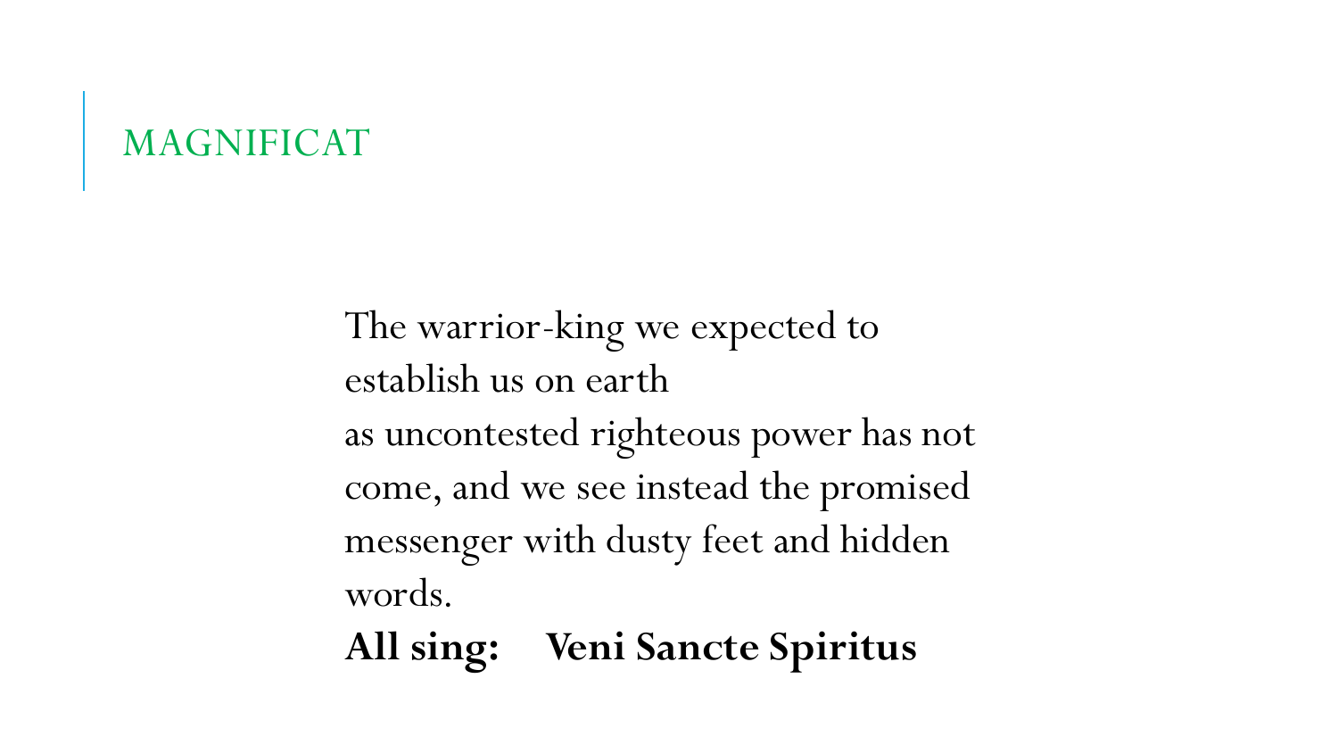# MAGNIFICAT

The warrior-king we expected to
establish us on earth
as uncontested righteous power has not
come, and we see instead the promised
messenger with dusty feet and hidden
words.

**All sing: Veni Sancte Spiritus**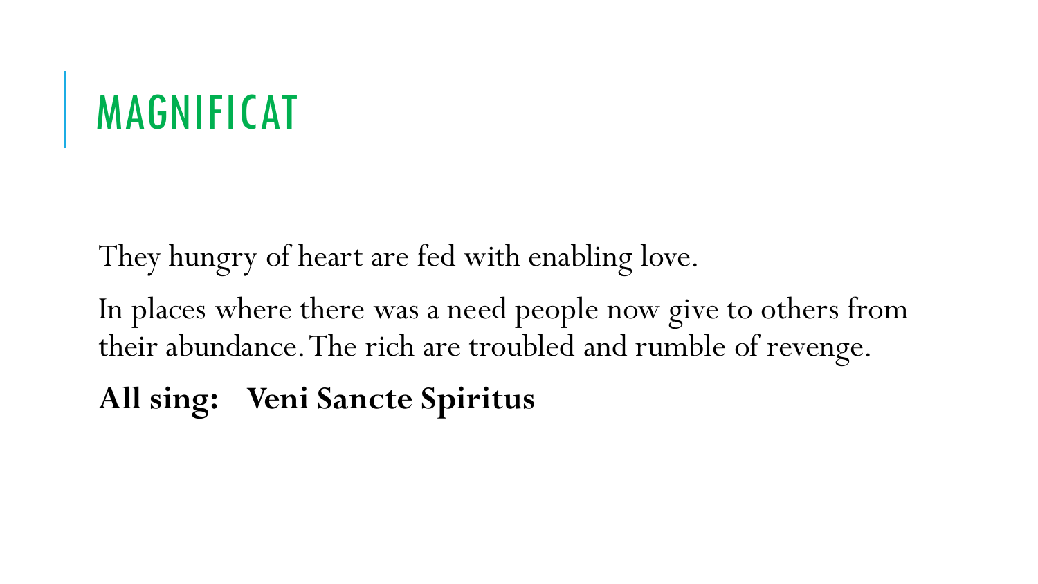# MAGNIFICAT

They hungry of heart are fed with enabling love.

In places where there was a need people now give to others from their abundance. The rich are troubled and rumble of revenge.

**All sing: Veni Sancte Spiritus**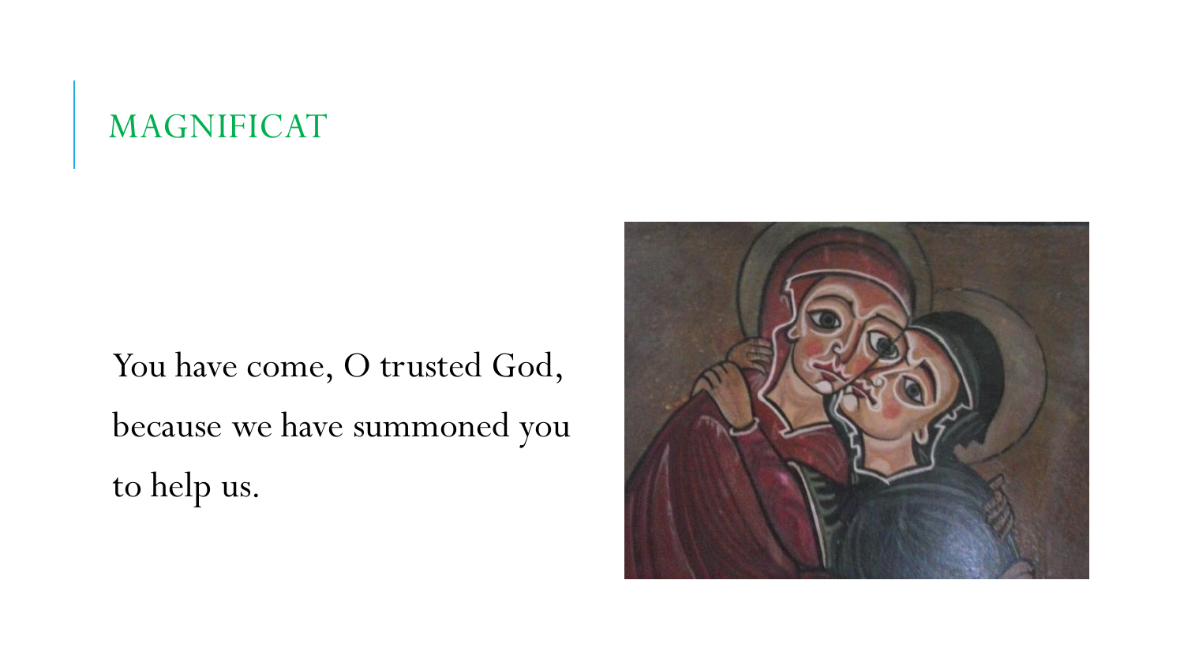# MAGNIFICAT

You have come, O trusted God,

because we have summoned you

to help us.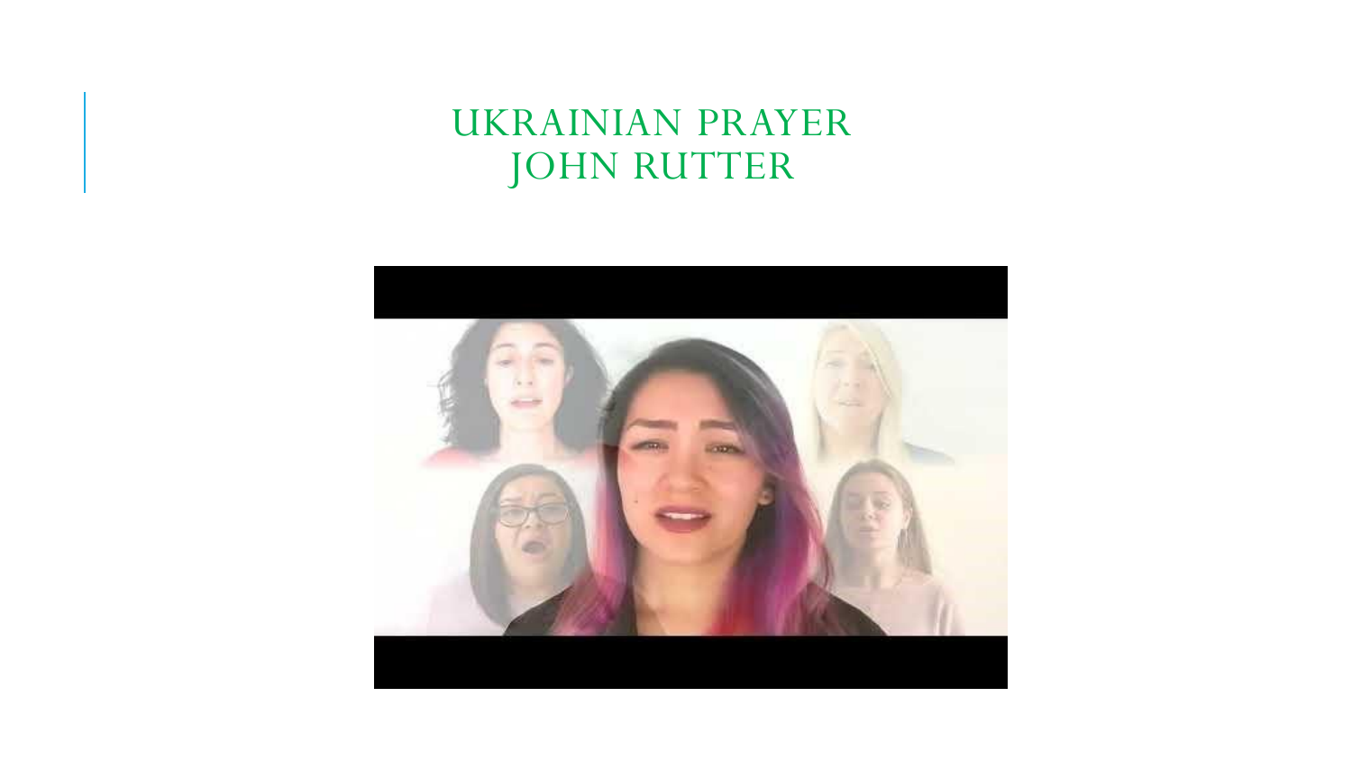# UKRAINIAN PRAYER
# JOHN RUTTER